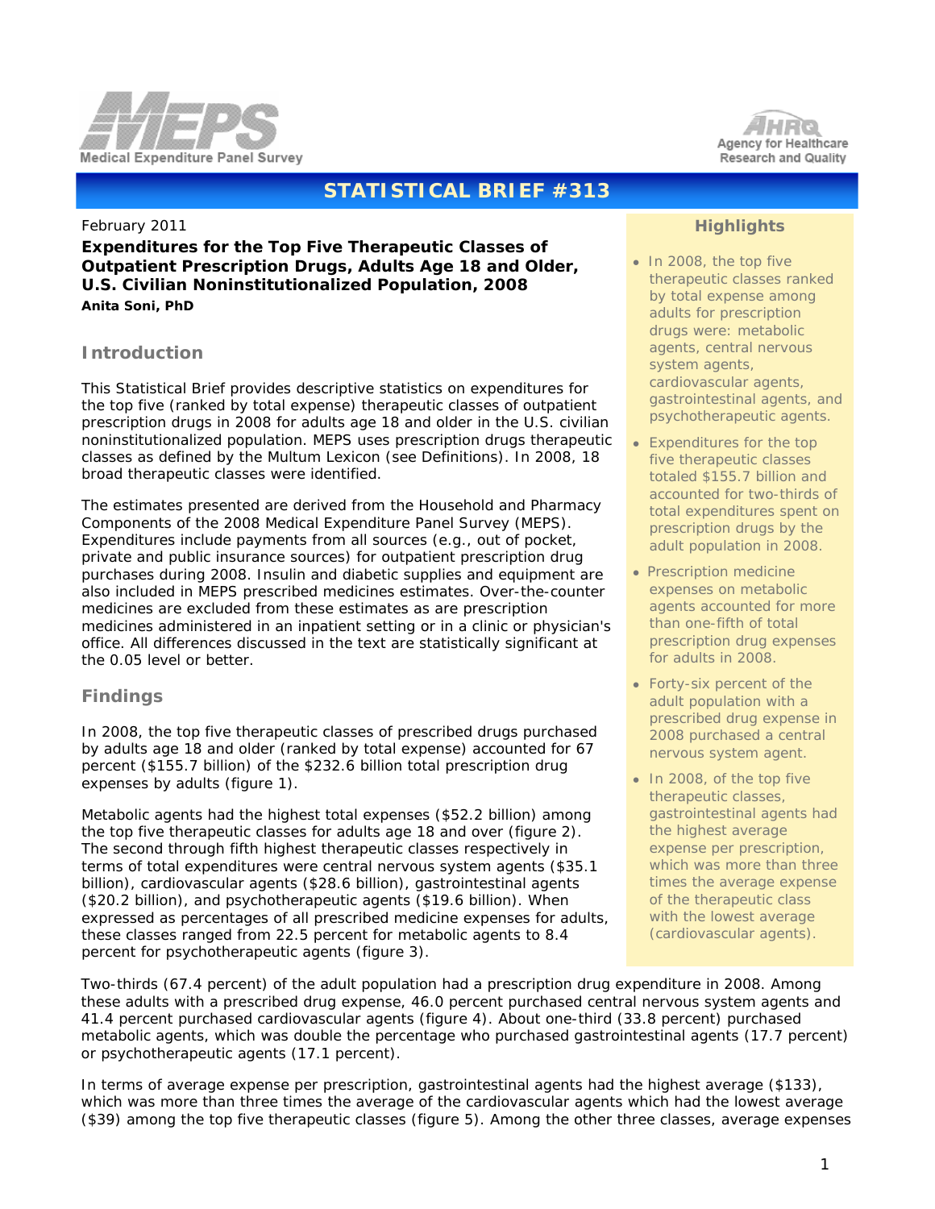Medical Expenditure Panel Survey

Agency for Healthcare Research and Quality

# STATISTICAL BRIEF #313

February 2011

**Expenditures for the Top Five Therapeutic Classes of Outpatient Prescription Drugs, Adults Age 18 and Older, U.S. Civilian Noninstitutionalized Population, 2008**

**Anita Soni, PhD**

## Highlights

- In 2008, the top five therapeutic classes ranked by total expense among adults for prescription drugs were: metabolic agents, central nervous system agents, cardiovascular agents, gastrointestinal agents, and psychotherapeutic agents.
- Expenditures for the top five therapeutic classes totaled $155.7 billion and accounted for two-thirds of total expenditures spent on prescription drugs by the adult population in 2008.
- Prescription medicine expenses on metabolic agents accounted for more than one-fifth of total prescription drug expenses for adults in 2008.
- Forty-six percent of the adult population with a prescribed drug expense in 2008 purchased a central nervous system agent.
- In 2008, of the top five therapeutic classes, gastrointestinal agents had the highest average expense per prescription, which was more than three times the average expense of the therapeutic class with the lowest average (cardiovascular agents).

## Introduction

This Statistical Brief provides descriptive statistics on expenditures for the top five (ranked by total expense) therapeutic classes of outpatient prescription drugs in 2008 for adults age 18 and older in the U.S. civilian noninstitutionalized population. MEPS uses prescription drugs therapeutic classes as defined by the Multum Lexicon (see Definitions). In 2008, 18 broad therapeutic classes were identified.

The estimates presented are derived from the Household and Pharmacy Components of the 2008 Medical Expenditure Panel Survey (MEPS). Expenditures include payments from all sources (e.g., out of pocket, private and public insurance sources) for outpatient prescription drug purchases during 2008. Insulin and diabetic supplies and equipment are also included in MEPS prescribed medicines estimates. Over-the-counter medicines are excluded from these estimates as are prescription medicines administered in an inpatient setting or in a clinic or physician's office. All differences discussed in the text are statistically significant at the 0.05 level or better.

## Findings

In 2008, the top five therapeutic classes of prescribed drugs purchased by adults age 18 and older (ranked by total expense) accounted for 67 percent ($155.7 billion) of the $232.6 billion total prescription drug expenses by adults (figure 1).

Metabolic agents had the highest total expenses ($52.2 billion) among the top five therapeutic classes for adults age 18 and over (figure 2). The second through fifth highest therapeutic classes respectively in terms of total expenditures were central nervous system agents ($35.1 billion), cardiovascular agents ($28.6 billion), gastrointestinal agents ($20.2 billion), and psychotherapeutic agents ($19.6 billion). When expressed as percentages of all prescribed medicine expenses for adults, these classes ranged from 22.5 percent for metabolic agents to 8.4 percent for psychotherapeutic agents (figure 3).

Two-thirds (67.4 percent) of the adult population had a prescription drug expenditure in 2008. Among these adults with a prescribed drug expense, 46.0 percent purchased central nervous system agents and 41.4 percent purchased cardiovascular agents (figure 4). About one-third (33.8 percent) purchased metabolic agents, which was double the percentage who purchased gastrointestinal agents (17.7 percent) or psychotherapeutic agents (17.1 percent).

In terms of average expense per prescription, gastrointestinal agents had the highest average ($133), which was more than three times the average of the cardiovascular agents which had the lowest average ($39) among the top five therapeutic classes (figure 5). Among the other three classes, average expenses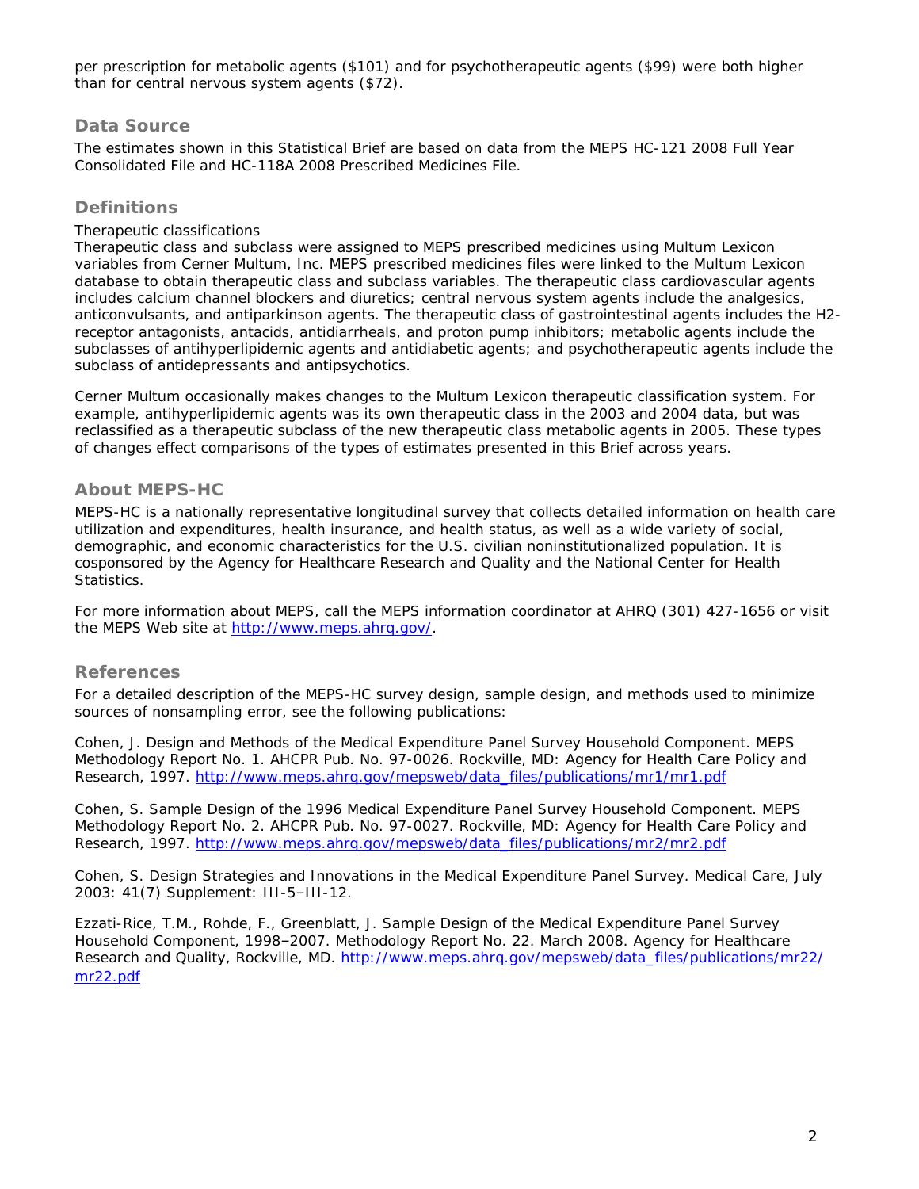per prescription for metabolic agents ($101) and for psychotherapeutic agents ($99) were both higher than for central nervous system agents ($72).

## Data Source

The estimates shown in this Statistical Brief are based on data from the MEPS HC-121 2008 Full Year Consolidated File and HC-118A 2008 Prescribed Medicines File.

## Definitions

Therapeutic classifications

Therapeutic class and subclass were assigned to MEPS prescribed medicines using Multum Lexicon variables from Cerner Multum, Inc. MEPS prescribed medicines files were linked to the Multum Lexicon database to obtain therapeutic class and subclass variables. The therapeutic class cardiovascular agents includes calcium channel blockers and diuretics; central nervous system agents include the analgesics, anticonvulsants, and antiparkinson agents. The therapeutic class of gastrointestinal agents includes the H2-receptor antagonists, antacids, antidiarrheals, and proton pump inhibitors; metabolic agents include the subclasses of antihyperlipidemic agents and antidiabetic agents; and psychotherapeutic agents include the subclass of antidepressants and antipsychotics.

Cerner Multum occasionally makes changes to the Multum Lexicon therapeutic classification system. For example, antihyperlipidemic agents was its own therapeutic class in the 2003 and 2004 data, but was reclassified as a therapeutic subclass of the new therapeutic class metabolic agents in 2005. These types of changes effect comparisons of the types of estimates presented in this Brief across years.

## About MEPS-HC

MEPS-HC is a nationally representative longitudinal survey that collects detailed information on health care utilization and expenditures, health insurance, and health status, as well as a wide variety of social, demographic, and economic characteristics for the U.S. civilian noninstitutionalized population. It is cosponsored by the Agency for Healthcare Research and Quality and the National Center for Health Statistics.

For more information about MEPS, call the MEPS information coordinator at AHRQ (301) 427-1656 or visit the MEPS Web site at http://www.meps.ahrq.gov/.

## References

For a detailed description of the MEPS-HC survey design, sample design, and methods used to minimize sources of nonsampling error, see the following publications:

Cohen, J. Design and Methods of the Medical Expenditure Panel Survey Household Component. MEPS Methodology Report No. 1. AHCPR Pub. No. 97-0026. Rockville, MD: Agency for Health Care Policy and Research, 1997. http://www.meps.ahrq.gov/mepsweb/data_files/publications/mr1/mr1.pdf

Cohen, S. Sample Design of the 1996 Medical Expenditure Panel Survey Household Component. MEPS Methodology Report No. 2. AHCPR Pub. No. 97-0027. Rockville, MD: Agency for Health Care Policy and Research, 1997. http://www.meps.ahrq.gov/mepsweb/data_files/publications/mr2/mr2.pdf

Cohen, S. Design Strategies and Innovations in the Medical Expenditure Panel Survey. Medical Care, July 2003: 41(7) Supplement: III-5–III-12.

Ezzati-Rice, T.M., Rohde, F., Greenblatt, J. Sample Design of the Medical Expenditure Panel Survey Household Component, 1998–2007. Methodology Report No. 22. March 2008. Agency for Healthcare Research and Quality, Rockville, MD. http://www.meps.ahrq.gov/mepsweb/data_files/publications/mr22/mr22.pdf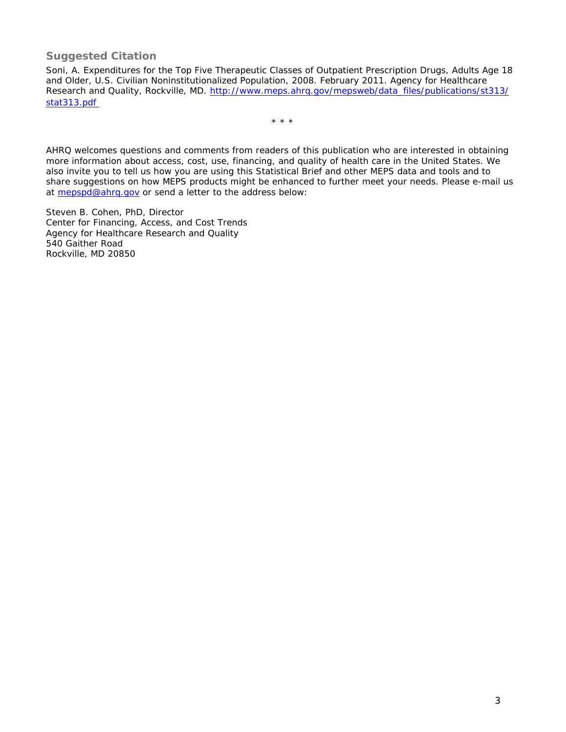## Suggested Citation

Soni, A. Expenditures for the Top Five Therapeutic Classes of Outpatient Prescription Drugs, Adults Age 18 and Older, U.S. Civilian Noninstitutionalized Population, 2008. February 2011. Agency for Healthcare Research and Quality, Rockville, MD. http://www.meps.ahrq.gov/mepsweb/data_files/publications/st313/stat313.pdf

\* \* \*

AHRQ welcomes questions and comments from readers of this publication who are interested in obtaining more information about access, cost, use, financing, and quality of health care in the United States. We also invite you to tell us how you are using this Statistical Brief and other MEPS data and tools and to share suggestions on how MEPS products might be enhanced to further meet your needs. Please e-mail us at mepspd@ahrq.gov or send a letter to the address below:

Steven B. Cohen, PhD, Director
Center for Financing, Access, and Cost Trends
Agency for Healthcare Research and Quality
540 Gaither Road
Rockville, MD 20850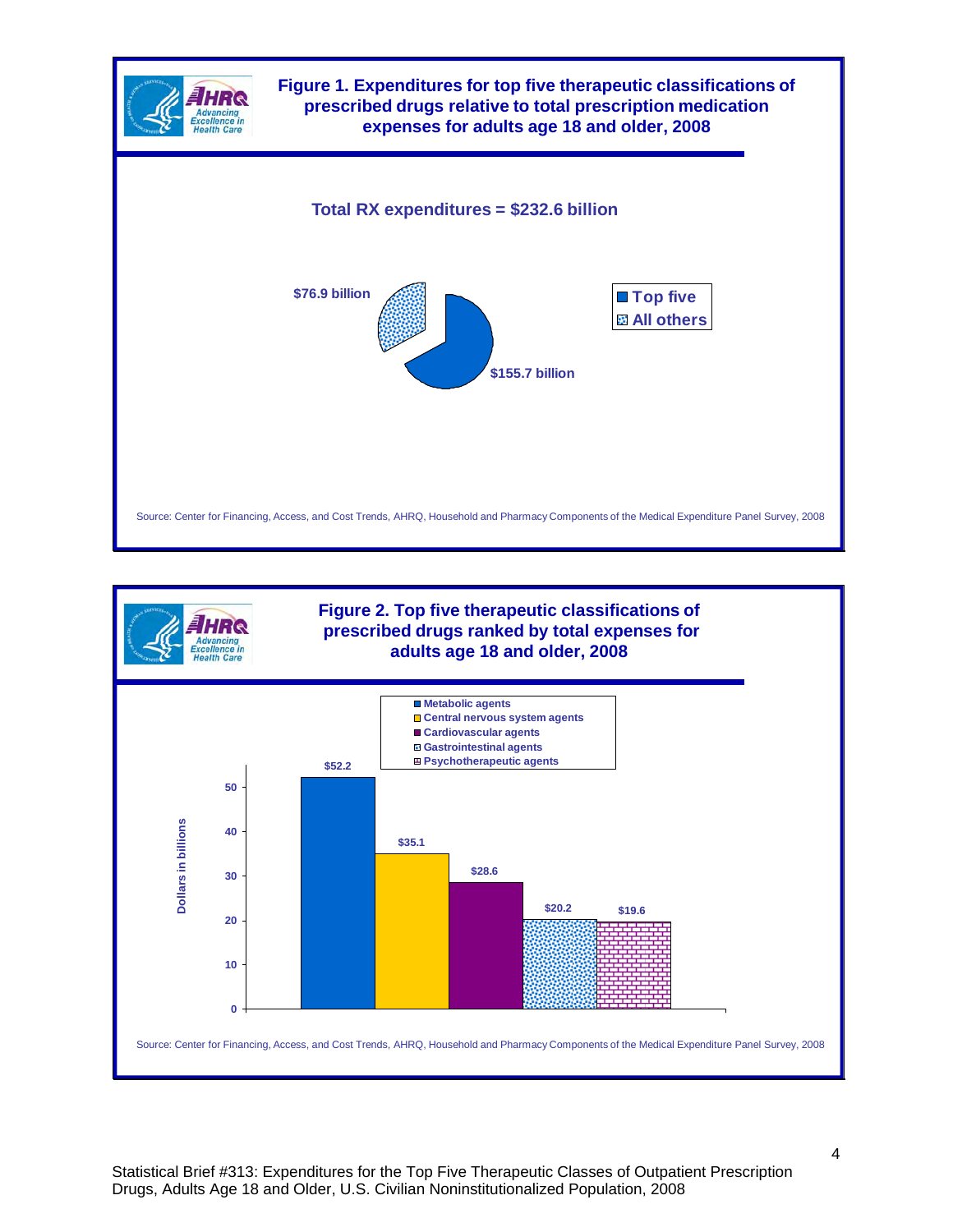## Figure 1. Expenditures for top five therapeutic classifications of prescribed drugs relative to total prescription medication expenses for adults age 18 and older, 2008

**Total RX expenditures = $232.6 billion**

| Category | Expenditures |
| --- | --- |
| Top five | $155.7 billion |
| All others | $76.9 billion |

Source: Center for Financing, Access, and Cost Trends, AHRQ, Household and Pharmacy Components of the Medical Expenditure Panel Survey, 2008

## Figure 2. Top five therapeutic classifications of prescribed drugs ranked by total expenses for adults age 18 and older, 2008

| Therapeutic classification | Dollars in billions |
| --- | --- |
| Metabolic agents | $52.2 |
| Central nervous system agents | $35.1 |
| Cardiovascular agents | $28.6 |
| Gastrointestinal agents | $20.2 |
| Psychotherapeutic agents | $19.6 |

Source: Center for Financing, Access, and Cost Trends, AHRQ, Household and Pharmacy Components of the Medical Expenditure Panel Survey, 2008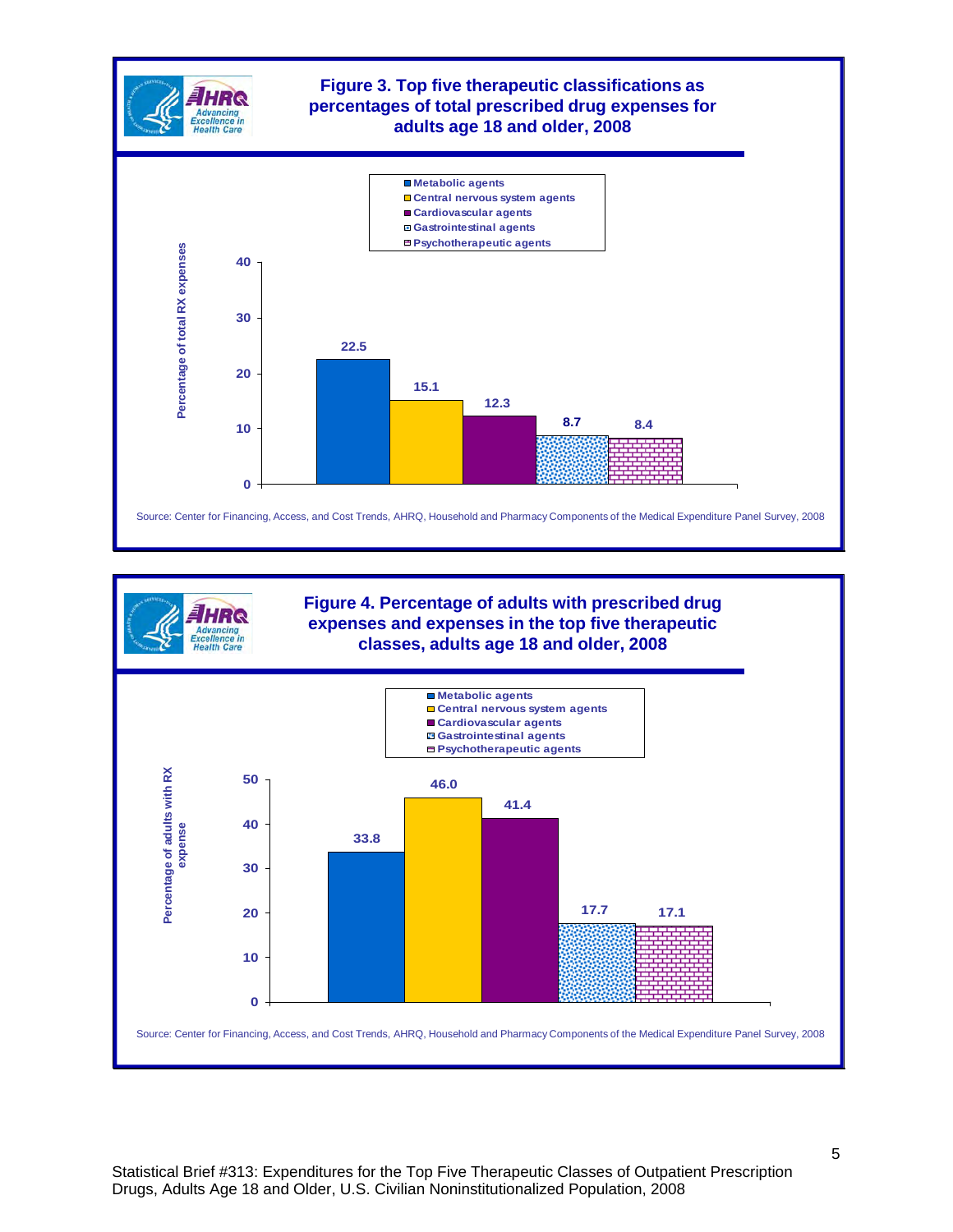**Figure 3. Top five therapeutic classifications as percentages of total prescribed drug expenses for adults age 18 and older, 2008**

| Therapeutic class | Percentage of total RX expenses |
|---|---|
| Metabolic agents | 22.5 |
| Central nervous system agents | 15.1 |
| Cardiovascular agents | 12.3 |
| Gastrointestinal agents | 8.7 |
| Psychotherapeutic agents | 8.4 |

Source: Center for Financing, Access, and Cost Trends, AHRQ, Household and Pharmacy Components of the Medical Expenditure Panel Survey, 2008

**Figure 4. Percentage of adults with prescribed drug expenses and expenses in the top five therapeutic classes, adults age 18 and older, 2008**

| Therapeutic class | Percentage of adults with RX expense |
|---|---|
| Metabolic agents | 33.8 |
| Central nervous system agents | 46.0 |
| Cardiovascular agents | 41.4 |
| Gastrointestinal agents | 17.7 |
| Psychotherapeutic agents | 17.1 |

Source: Center for Financing, Access, and Cost Trends, AHRQ, Household and Pharmacy Components of the Medical Expenditure Panel Survey, 2008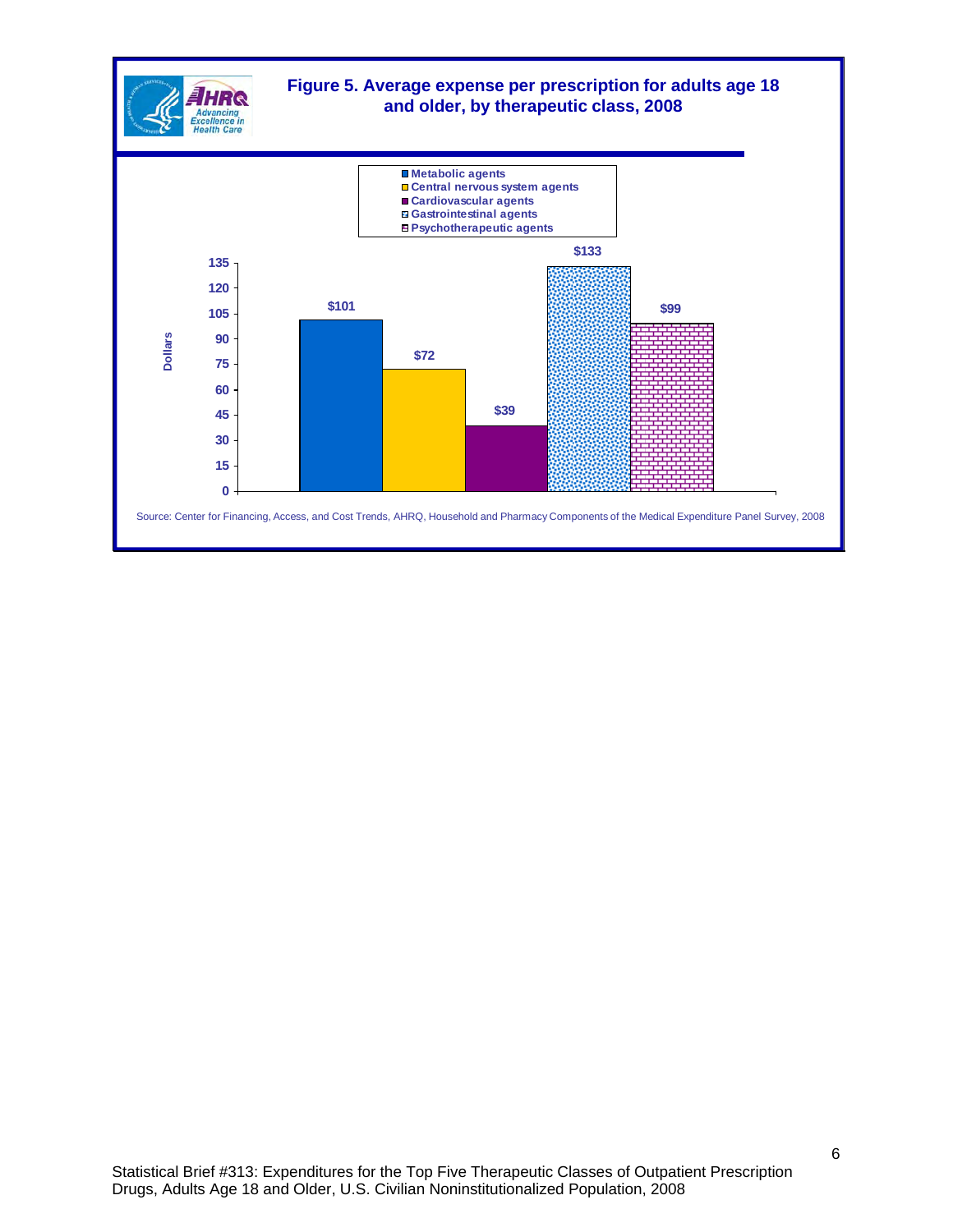**Figure 5. Average expense per prescription for adults age 18 and older, by therapeutic class, 2008**

Metabolic agents
Central nervous system agents
Cardiovascular agents
Gastrointestinal agents
Psychotherapeutic agents

Dollars

135
120
105
90
75
60
45
30
15
0

$101
$72
$39
$133
$99

Source: Center for Financing, Access, and Cost Trends, AHRQ, Household and Pharmacy Components of the Medical Expenditure Panel Survey, 2008